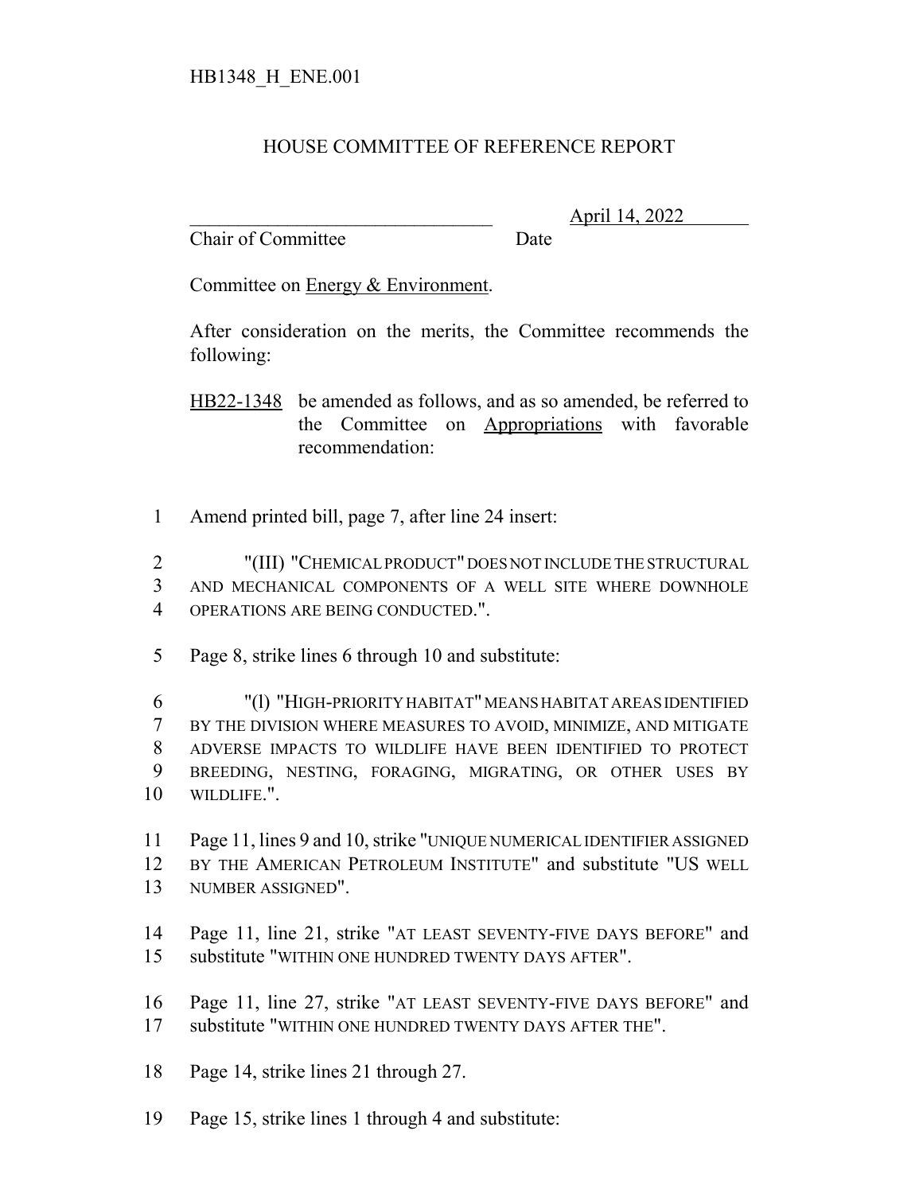HB1348_H_ENE.001

# HOUSE COMMITTEE OF REFERENCE REPORT

_______________________________ April 14, 2022
Chair of Committee Date

Committee on Energy & Environment.

After consideration on the merits, the Committee recommends the following:

HB22-1348 be amended as follows, and as so amended, be referred to the Committee on Appropriations with favorable recommendation:

1 Amend printed bill, page 7, after line 24 insert:

2 "(III) "CHEMICAL PRODUCT" DOES NOT INCLUDE THE STRUCTURAL
3 AND MECHANICAL COMPONENTS OF A WELL SITE WHERE DOWNHOLE
4 OPERATIONS ARE BEING CONDUCTED.".

5 Page 8, strike lines 6 through 10 and substitute:

6 "(l) "HIGH-PRIORITY HABITAT" MEANS HABITAT AREAS IDENTIFIED
7 BY THE DIVISION WHERE MEASURES TO AVOID, MINIMIZE, AND MITIGATE
8 ADVERSE IMPACTS TO WILDLIFE HAVE BEEN IDENTIFIED TO PROTECT
9 BREEDING, NESTING, FORAGING, MIGRATING, OR OTHER USES BY
10 WILDLIFE.".

11 Page 11, lines 9 and 10, strike "UNIQUE NUMERICAL IDENTIFIER ASSIGNED
12 BY THE AMERICAN PETROLEUM INSTITUTE" and substitute "US WELL
13 NUMBER ASSIGNED".

14 Page 11, line 21, strike "AT LEAST SEVENTY-FIVE DAYS BEFORE" and
15 substitute "WITHIN ONE HUNDRED TWENTY DAYS AFTER".

16 Page 11, line 27, strike "AT LEAST SEVENTY-FIVE DAYS BEFORE" and
17 substitute "WITHIN ONE HUNDRED TWENTY DAYS AFTER THE".

18 Page 14, strike lines 21 through 27.

19 Page 15, strike lines 1 through 4 and substitute: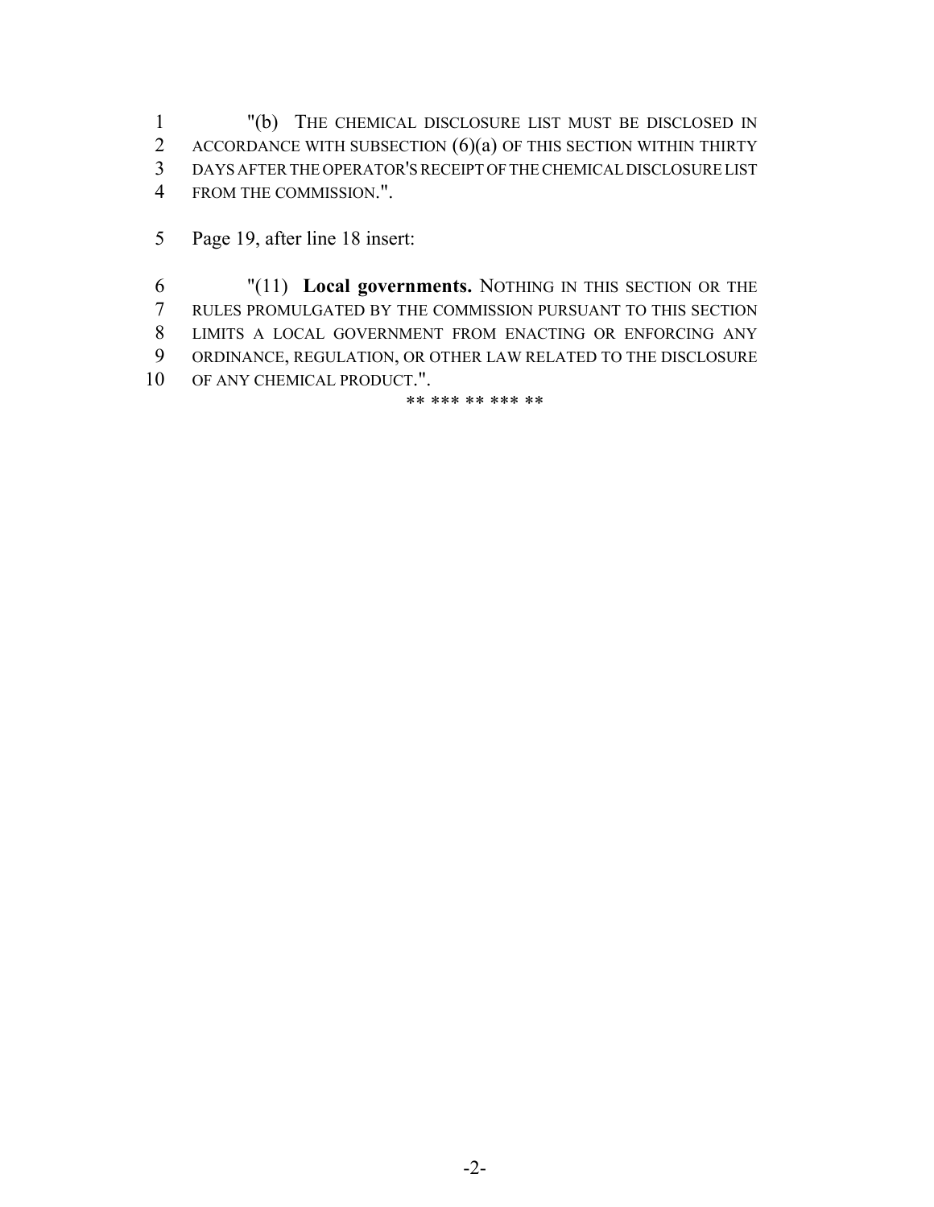"(b) THE CHEMICAL DISCLOSURE LIST MUST BE DISCLOSED IN ACCORDANCE WITH SUBSECTION (6)(a) OF THIS SECTION WITHIN THIRTY DAYS AFTER THE OPERATOR'S RECEIPT OF THE CHEMICAL DISCLOSURE LIST FROM THE COMMISSION.".

Page 19, after line 18 insert:

"(11) **Local governments.** NOTHING IN THIS SECTION OR THE RULES PROMULGATED BY THE COMMISSION PURSUANT TO THIS SECTION LIMITS A LOCAL GOVERNMENT FROM ENACTING OR ENFORCING ANY ORDINANCE, REGULATION, OR OTHER LAW RELATED TO THE DISCLOSURE OF ANY CHEMICAL PRODUCT.".

** *** ** *** **